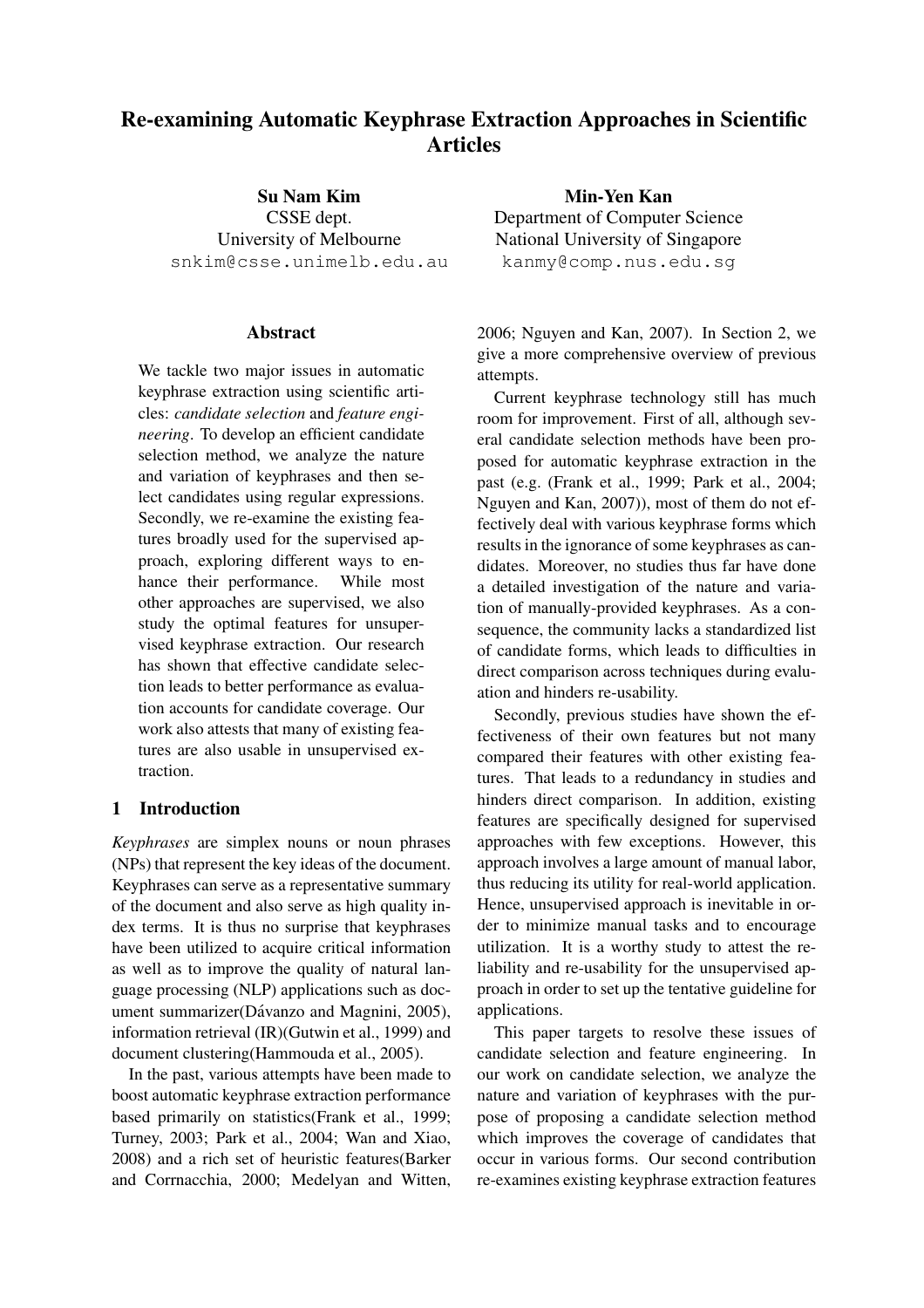# Re-examining Automatic Keyphrase Extraction Approaches in Scientific Articles

**Su Nam Kim**
CSSE dept.
University of Melbourne
snkim@csse.unimelb.edu.au

**Min-Yen Kan**
Department of Computer Science
National University of Singapore
kanmy@comp.nus.edu.sg

## Abstract

We tackle two major issues in automatic keyphrase extraction using scientific articles: *candidate selection* and *feature engineering*. To develop an efficient candidate selection method, we analyze the nature and variation of keyphrases and then select candidates using regular expressions. Secondly, we re-examine the existing features broadly used for the supervised approach, exploring different ways to enhance their performance. While most other approaches are supervised, we also study the optimal features for unsupervised keyphrase extraction. Our research has shown that effective candidate selection leads to better performance as evaluation accounts for candidate coverage. Our work also attests that many of existing features are also usable in unsupervised extraction.

## 1 Introduction

*Keyphrases* are simplex nouns or noun phrases (NPs) that represent the key ideas of the document. Keyphrases can serve as a representative summary of the document and also serve as high quality index terms. It is thus no surprise that keyphrases have been utilized to acquire critical information as well as to improve the quality of natural language processing (NLP) applications such as document summarizer(Dávanzo and Magnini, 2005), information retrieval (IR)(Gutwin et al., 1999) and document clustering(Hammouda et al., 2005).

In the past, various attempts have been made to boost automatic keyphrase extraction performance based primarily on statistics(Frank et al., 1999; Turney, 2003; Park et al., 2004; Wan and Xiao, 2008) and a rich set of heuristic features(Barker and Corrnacchia, 2000; Medelyan and Witten, 2006; Nguyen and Kan, 2007). In Section 2, we give a more comprehensive overview of previous attempts.

Current keyphrase technology still has much room for improvement. First of all, although several candidate selection methods have been proposed for automatic keyphrase extraction in the past (e.g. (Frank et al., 1999; Park et al., 2004; Nguyen and Kan, 2007)), most of them do not effectively deal with various keyphrase forms which results in the ignorance of some keyphrases as candidates. Moreover, no studies thus far have done a detailed investigation of the nature and variation of manually-provided keyphrases. As a consequence, the community lacks a standardized list of candidate forms, which leads to difficulties in direct comparison across techniques during evaluation and hinders re-usability.

Secondly, previous studies have shown the effectiveness of their own features but not many compared their features with other existing features. That leads to a redundancy in studies and hinders direct comparison. In addition, existing features are specifically designed for supervised approaches with few exceptions. However, this approach involves a large amount of manual labor, thus reducing its utility for real-world application. Hence, unsupervised approach is inevitable in order to minimize manual tasks and to encourage utilization. It is a worthy study to attest the reliability and re-usability for the unsupervised approach in order to set up the tentative guideline for applications.

This paper targets to resolve these issues of candidate selection and feature engineering. In our work on candidate selection, we analyze the nature and variation of keyphrases with the purpose of proposing a candidate selection method which improves the coverage of candidates that occur in various forms. Our second contribution re-examines existing keyphrase extraction features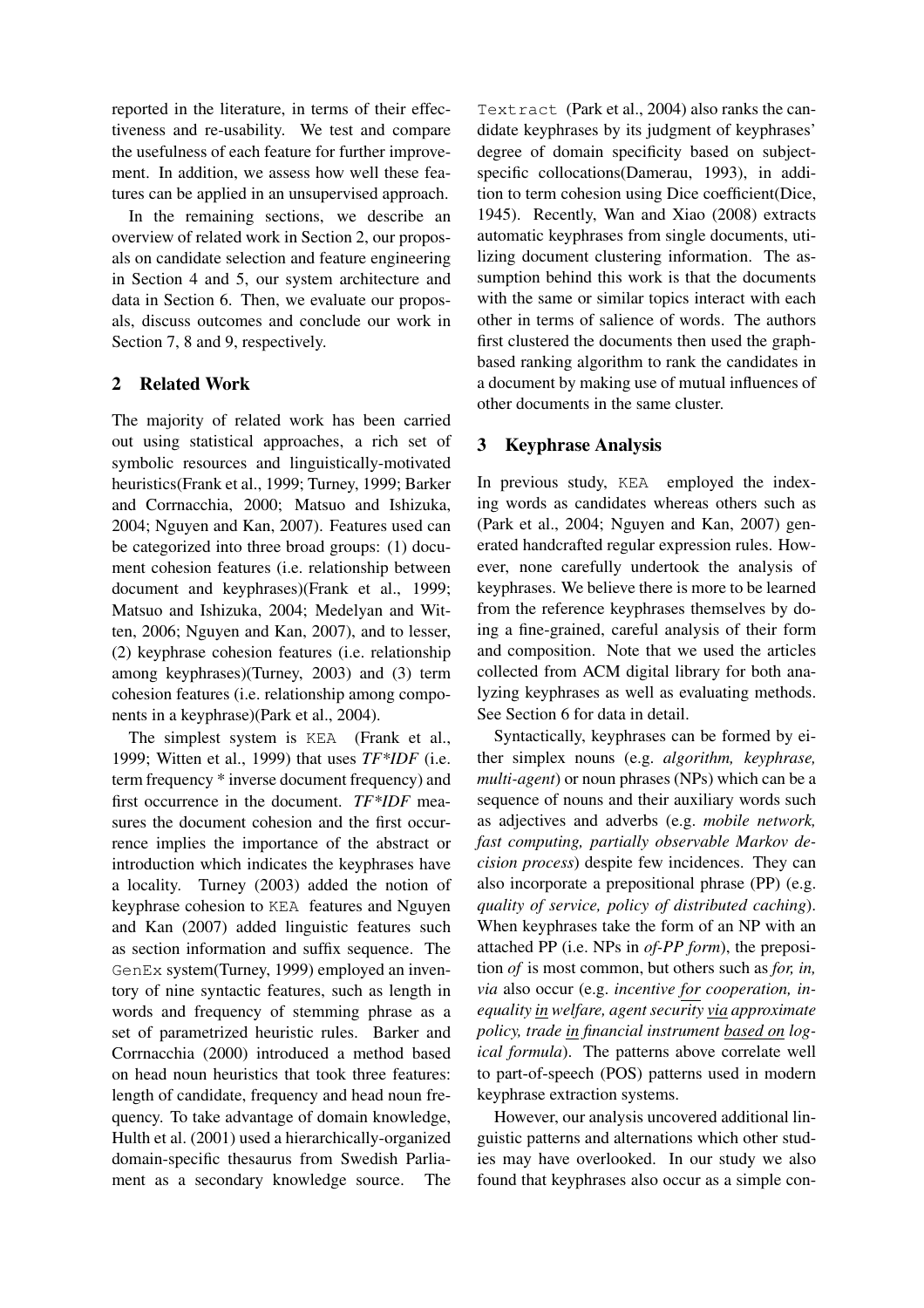reported in the literature, in terms of their effectiveness and re-usability. We test and compare the usefulness of each feature for further improvement. In addition, we assess how well these features can be applied in an unsupervised approach.

In the remaining sections, we describe an overview of related work in Section 2, our proposals on candidate selection and feature engineering in Section 4 and 5, our system architecture and data in Section 6. Then, we evaluate our proposals, discuss outcomes and conclude our work in Section 7, 8 and 9, respectively.

## 2 Related Work

The majority of related work has been carried out using statistical approaches, a rich set of symbolic resources and linguistically-motivated heuristics(Frank et al., 1999; Turney, 1999; Barker and Corrnacchia, 2000; Matsuo and Ishizuka, 2004; Nguyen and Kan, 2007). Features used can be categorized into three broad groups: (1) document cohesion features (i.e. relationship between document and keyphrases)(Frank et al., 1999; Matsuo and Ishizuka, 2004; Medelyan and Witten, 2006; Nguyen and Kan, 2007), and to lesser, (2) keyphrase cohesion features (i.e. relationship among keyphrases)(Turney, 2003) and (3) term cohesion features (i.e. relationship among components in a keyphrase)(Park et al., 2004).

The simplest system is `KEA` (Frank et al., 1999; Witten et al., 1999) that uses *TF\*IDF* (i.e. term frequency * inverse document frequency) and first occurrence in the document. *TF\*IDF* measures the document cohesion and the first occurrence implies the importance of the abstract or introduction which indicates the keyphrases have a locality. Turney (2003) added the notion of keyphrase cohesion to `KEA` features and Nguyen and Kan (2007) added linguistic features such as section information and suffix sequence. The `GenEx` system(Turney, 1999) employed an inventory of nine syntactic features, such as length in words and frequency of stemming phrase as a set of parametrized heuristic rules. Barker and Corrnacchia (2000) introduced a method based on head noun heuristics that took three features: length of candidate, frequency and head noun frequency. To take advantage of domain knowledge, Hulth et al. (2001) used a hierarchically-organized domain-specific thesaurus from Swedish Parliament as a secondary knowledge source. The `Textract` (Park et al., 2004) also ranks the candidate keyphrases by its judgment of keyphrases' degree of domain specificity based on subject-specific collocations(Damerau, 1993), in addition to term cohesion using Dice coefficient(Dice, 1945). Recently, Wan and Xiao (2008) extracts automatic keyphrases from single documents, utilizing document clustering information. The assumption behind this work is that the documents with the same or similar topics interact with each other in terms of salience of words. The authors first clustered the documents then used the graph-based ranking algorithm to rank the candidates in a document by making use of mutual influences of other documents in the same cluster.

## 3 Keyphrase Analysis

In previous study, `KEA` employed the indexing words as candidates whereas others such as (Park et al., 2004; Nguyen and Kan, 2007) generated handcrafted regular expression rules. However, none carefully undertook the analysis of keyphrases. We believe there is more to be learned from the reference keyphrases themselves by doing a fine-grained, careful analysis of their form and composition. Note that we used the articles collected from ACM digital library for both analyzing keyphrases as well as evaluating methods. See Section 6 for data in detail.

Syntactically, keyphrases can be formed by either simplex nouns (e.g. *algorithm, keyphrase, multi-agent*) or noun phrases (NPs) which can be a sequence of nouns and their auxiliary words such as adjectives and adverbs (e.g. *mobile network, fast computing, partially observable Markov decision process*) despite few incidences. They can also incorporate a prepositional phrase (PP) (e.g. *quality of service, policy of distributed caching*). When keyphrases take the form of an NP with an attached PP (i.e. NPs in *of-PP form*), the preposition *of* is most common, but others such as *for, in, via* also occur (e.g. *incentive <u>for</u> cooperation, inequality <u>in</u> welfare, agent security <u>via</u> approximate policy, trade <u>in</u> financial instrument <u>based on</u> logical formula*). The patterns above correlate well to part-of-speech (POS) patterns used in modern keyphrase extraction systems.

However, our analysis uncovered additional linguistic patterns and alternations which other studies may have overlooked. In our study we also found that keyphrases also occur as a simple con-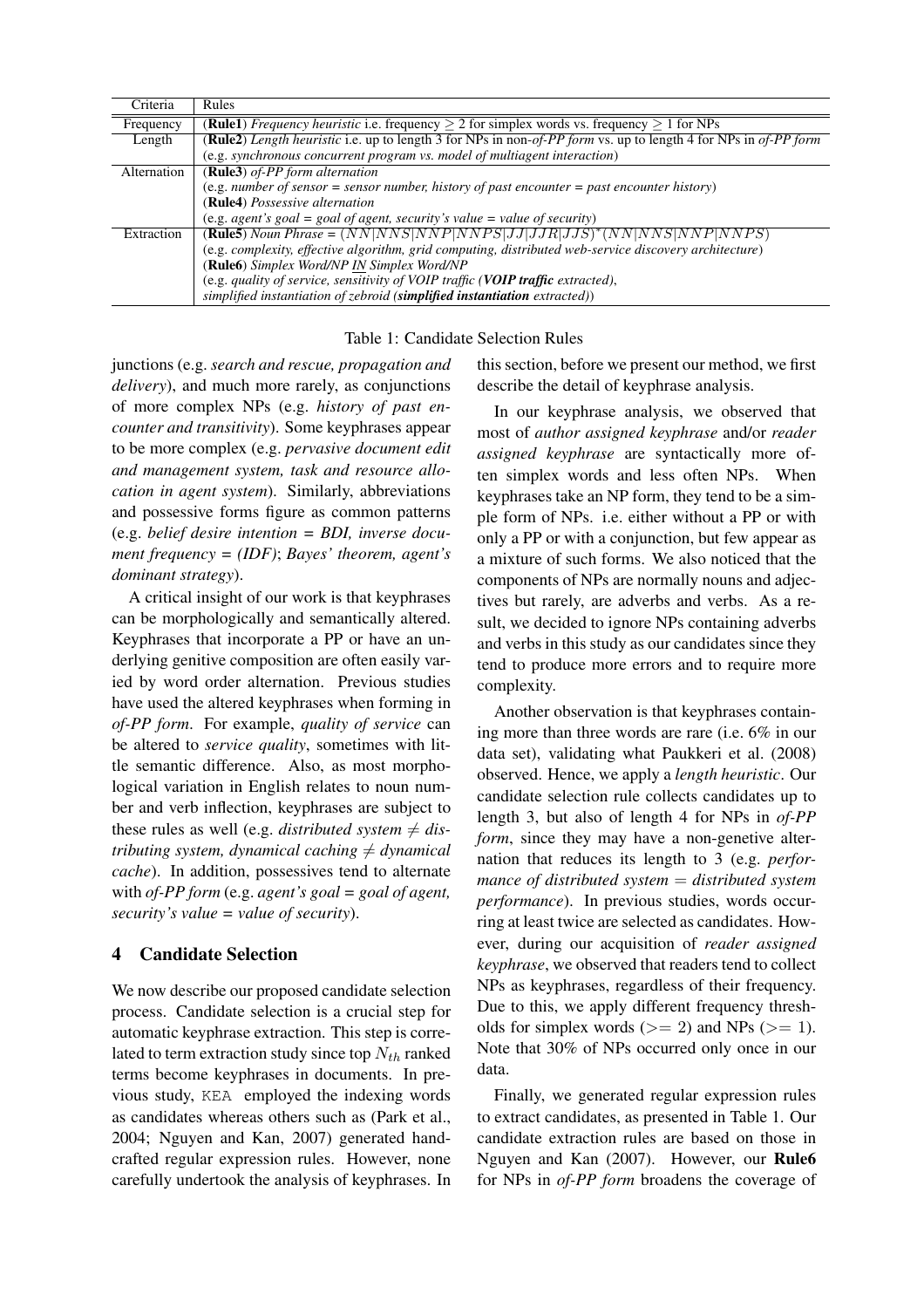| Criteria | Rules |
|---|---|
| Frequency | (**Rule1**) *Frequency heuristic* i.e. frequency $\geq 2$ for simplex words vs. frequency $\geq 1$ for NPs |
| Length | (**Rule2**) *Length heuristic* i.e. up to length 3 for NPs in non-*of-PP form* vs. up to length 4 for NPs in *of-PP form* |
| | (e.g. *synchronous concurrent program vs. model of multiagent interaction*) |
| Alternation | (**Rule3**) *of-PP form alternation* |
| | (e.g. *number of sensor = sensor number, history of past encounter = past encounter history*) |
| | (**Rule4**) *Possessive alternation* |
| | (e.g. *agent's goal = goal of agent, security's value = value of security*) |
| Extraction | (**Rule5**) *Noun Phrase* = $(NN\|NNS\|NNP\|NNPS\|JJ\|JJR\|JJS)^*(NN\|NNS\|NNP\|NNPS)$ |
| | (e.g. *complexity, effective algorithm, grid computing, distributed web-service discovery architecture*) |
| | (**Rule6**) *Simplex Word/NP IN Simplex Word/NP* |
| | (e.g. *quality of service, sensitivity of VOIP traffic* (***VOIP traffic*** *extracted*), |
| | *simplified instantiation of zebroid* (***simplified instantiation*** *extracted*)) |

Table 1: Candidate Selection Rules

junctions (e.g. *search and rescue, propagation and delivery*), and much more rarely, as conjunctions of more complex NPs (e.g. *history of past encounter and transitivity*). Some keyphrases appear to be more complex (e.g. *pervasive document edit and management system, task and resource allocation in agent system*). Similarly, abbreviations and possessive forms figure as common patterns (e.g. *belief desire intention = BDI, inverse document frequency = (IDF)*; *Bayes' theorem, agent's dominant strategy*).

A critical insight of our work is that keyphrases can be morphologically and semantically altered. Keyphrases that incorporate a PP or have an underlying genitive composition are often easily varied by word order alternation. Previous studies have used the altered keyphrases when forming in *of-PP form*. For example, *quality of service* can be altered to *service quality*, sometimes with little semantic difference. Also, as most morphological variation in English relates to noun number and verb inflection, keyphrases are subject to these rules as well (e.g. *distributed system* $\neq$ *distributing system, dynamical caching* $\neq$ *dynamical cache*). In addition, possessives tend to alternate with *of-PP form* (e.g. *agent's goal = goal of agent, security's value = value of security*).

## 4 Candidate Selection

We now describe our proposed candidate selection process. Candidate selection is a crucial step for automatic keyphrase extraction. This step is correlated to term extraction study since top $N_{th}$ ranked terms become keyphrases in documents. In previous study, KEA employed the indexing words as candidates whereas others such as (Park et al., 2004; Nguyen and Kan, 2007) generated handcrafted regular expression rules. However, none carefully undertook the analysis of keyphrases. In this section, before we present our method, we first describe the detail of keyphrase analysis.

In our keyphrase analysis, we observed that most of *author assigned keyphrase* and/or *reader assigned keyphrase* are syntactically more often simplex words and less often NPs. When keyphrases take an NP form, they tend to be a simple form of NPs. i.e. either without a PP or with only a PP or with a conjunction, but few appear as a mixture of such forms. We also noticed that the components of NPs are normally nouns and adjectives but rarely, are adverbs and verbs. As a result, we decided to ignore NPs containing adverbs and verbs in this study as our candidates since they tend to produce more errors and to require more complexity.

Another observation is that keyphrases containing more than three words are rare (i.e. 6% in our data set), validating what Paukkeri et al. (2008) observed. Hence, we apply a *length heuristic*. Our candidate selection rule collects candidates up to length 3, but also of length 4 for NPs in *of-PP form*, since they may have a non-genetive alternation that reduces its length to 3 (e.g. *performance of distributed system* = *distributed system performance*). In previous studies, words occurring at least twice are selected as candidates. However, during our acquisition of *reader assigned keyphrase*, we observed that readers tend to collect NPs as keyphrases, regardless of their frequency. Due to this, we apply different frequency thresholds for simplex words ($>= 2$) and NPs ($>= 1$). Note that 30% of NPs occurred only once in our data.

Finally, we generated regular expression rules to extract candidates, as presented in Table 1. Our candidate extraction rules are based on those in Nguyen and Kan (2007). However, our **Rule6** for NPs in *of-PP form* broadens the coverage of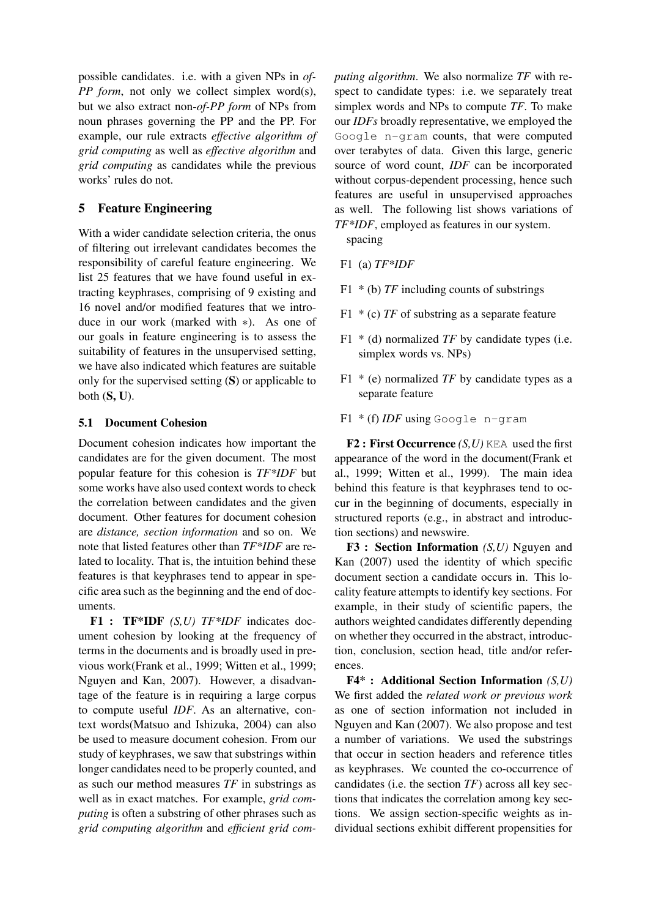possible candidates. i.e. with a given NPs in *of-PP form*, not only we collect simplex word(s), but we also extract non-*of-PP form* of NPs from noun phrases governing the PP and the PP. For example, our rule extracts *effective algorithm of grid computing* as well as *effective algorithm* and *grid computing* as candidates while the previous works' rules do not.

## 5 Feature Engineering

With a wider candidate selection criteria, the onus of filtering out irrelevant candidates becomes the responsibility of careful feature engineering. We list 25 features that we have found useful in extracting keyphrases, comprising of 9 existing and 16 novel and/or modified features that we introduce in our work (marked with ∗). As one of our goals in feature engineering is to assess the suitability of features in the unsupervised setting, we have also indicated which features are suitable only for the supervised setting (**S**) or applicable to both (**S, U**).

### 5.1 Document Cohesion

Document cohesion indicates how important the candidates are for the given document. The most popular feature for this cohesion is *TF\*IDF* but some works have also used context words to check the correlation between candidates and the given document. Other features for document cohesion are *distance, section information* and so on. We note that listed features other than *TF\*IDF* are related to locality. That is, the intuition behind these features is that keyphrases tend to appear in specific area such as the beginning and the end of documents.

**F1 : TF\*IDF** *(S,U)* *TF\*IDF* indicates document cohesion by looking at the frequency of terms in the documents and is broadly used in previous work(Frank et al., 1999; Witten et al., 1999; Nguyen and Kan, 2007). However, a disadvantage of the feature is in requiring a large corpus to compute useful *IDF*. As an alternative, context words(Matsuo and Ishizuka, 2004) can also be used to measure document cohesion. From our study of keyphrases, we saw that substrings within longer candidates need to be properly counted, and as such our method measures *TF* in substrings as well as in exact matches. For example, *grid computing* is often a substring of other phrases such as *grid computing algorithm* and *efficient grid computing algorithm*. We also normalize *TF* with respect to candidate types: i.e. we separately treat simplex words and NPs to compute *TF*. To make our *IDFs* broadly representative, we employed the `Google n-gram` counts, that were computed over terabytes of data. Given this large, generic source of word count, *IDF* can be incorporated without corpus-dependent processing, hence such features are useful in unsupervised approaches as well. The following list shows variations of *TF\*IDF*, employed as features in our system.

spacing

- F1 (a) *TF\*IDF*
- F1 * (b) *TF* including counts of substrings
- F1 * (c) *TF* of substring as a separate feature
- F1 * (d) normalized *TF* by candidate types (i.e. simplex words vs. NPs)
- F1 * (e) normalized *TF* by candidate types as a separate feature
- F1 * (f) *IDF* using `Google n-gram`

**F2 : First Occurrence** *(S,U)* `KEA` used the first appearance of the word in the document(Frank et al., 1999; Witten et al., 1999). The main idea behind this feature is that keyphrases tend to occur in the beginning of documents, especially in structured reports (e.g., in abstract and introduction sections) and newswire.

**F3 : Section Information** *(S,U)* Nguyen and Kan (2007) used the identity of which specific document section a candidate occurs in. This locality feature attempts to identify key sections. For example, in their study of scientific papers, the authors weighted candidates differently depending on whether they occurred in the abstract, introduction, conclusion, section head, title and/or references.

**F4\* : Additional Section Information** *(S,U)* We first added the *related work or previous work* as one of section information not included in Nguyen and Kan (2007). We also propose and test a number of variations. We used the substrings that occur in section headers and reference titles as keyphrases. We counted the co-occurrence of candidates (i.e. the section *TF*) across all key sections that indicates the correlation among key sections. We assign section-specific weights as individual sections exhibit different propensities for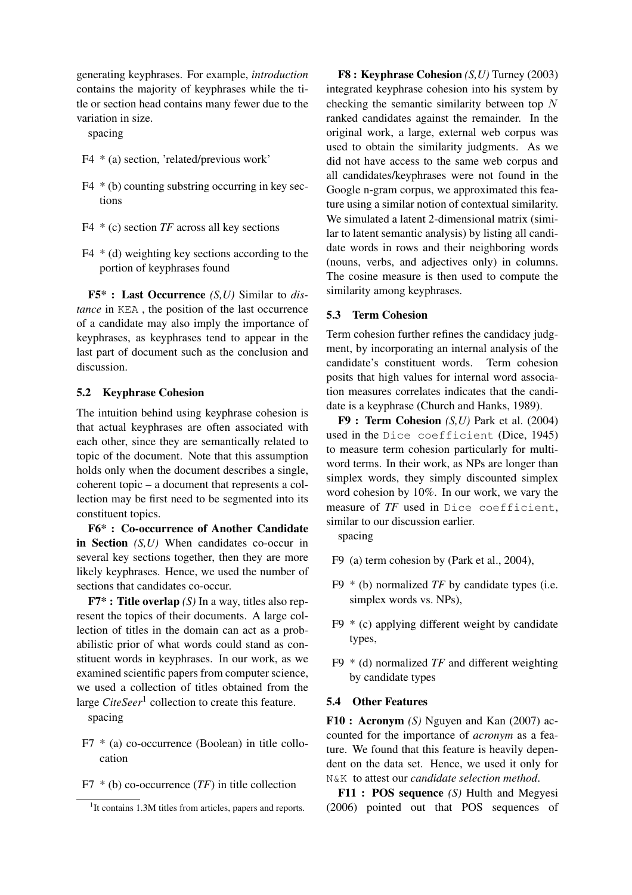generating keyphrases. For example, *introduction* contains the majority of keyphrases while the title or section head contains many fewer due to the variation in size.

spacing

F4 * (a) section, 'related/previous work'

F4 * (b) counting substring occurring in key sections

F4 * (c) section *TF* across all key sections

F4 * (d) weighting key sections according to the portion of keyphrases found

**F5* : Last Occurrence** *(S,U)* Similar to *distance* in KEA , the position of the last occurrence of a candidate may also imply the importance of keyphrases, as keyphrases tend to appear in the last part of document such as the conclusion and discussion.

### 5.2 Keyphrase Cohesion

The intuition behind using keyphrase cohesion is that actual keyphrases are often associated with each other, since they are semantically related to topic of the document. Note that this assumption holds only when the document describes a single, coherent topic – a document that represents a collection may be first need to be segmented into its constituent topics.

**F6* : Co-occurrence of Another Candidate in Section** *(S,U)* When candidates co-occur in several key sections together, then they are more likely keyphrases. Hence, we used the number of sections that candidates co-occur.

**F7* : Title overlap** *(S)* In a way, titles also represent the topics of their documents. A large collection of titles in the domain can act as a probabilistic prior of what words could stand as constituent words in keyphrases. In our work, as we examined scientific papers from computer science, we used a collection of titles obtained from the large *CiteSeer*[1] collection to create this feature.

spacing

F7 * (a) co-occurrence (Boolean) in title collocation

F7 * (b) co-occurrence (*TF*) in title collection

[1]It contains 1.3M titles from articles, papers and reports.

**F8 : Keyphrase Cohesion** *(S,U)* Turney (2003) integrated keyphrase cohesion into his system by checking the semantic similarity between top $N$ ranked candidates against the remainder. In the original work, a large, external web corpus was used to obtain the similarity judgments. As we did not have access to the same web corpus and all candidates/keyphrases were not found in the Google n-gram corpus, we approximated this feature using a similar notion of contextual similarity. We simulated a latent 2-dimensional matrix (similar to latent semantic analysis) by listing all candidate words in rows and their neighboring words (nouns, verbs, and adjectives only) in columns. The cosine measure is then used to compute the similarity among keyphrases.

### 5.3 Term Cohesion

Term cohesion further refines the candidacy judgment, by incorporating an internal analysis of the candidate's constituent words. Term cohesion posits that high values for internal word association measures correlates indicates that the candidate is a keyphrase (Church and Hanks, 1989).

**F9 : Term Cohesion** *(S,U)* Park et al. (2004) used in the Dice coefficient (Dice, 1945) to measure term cohesion particularly for multi-word terms. In their work, as NPs are longer than simplex words, they simply discounted simplex word cohesion by 10%. In our work, we vary the measure of *TF* used in Dice coefficient, similar to our discussion earlier.

spacing

F9 (a) term cohesion by (Park et al., 2004),

F9 * (b) normalized *TF* by candidate types (i.e. simplex words vs. NPs),

F9 * (c) applying different weight by candidate types,

F9 * (d) normalized *TF* and different weighting by candidate types

### 5.4 Other Features

**F10 : Acronym** *(S)* Nguyen and Kan (2007) accounted for the importance of *acronym* as a feature. We found that this feature is heavily dependent on the data set. Hence, we used it only for N&K to attest our *candidate selection method*.

**F11 : POS sequence** *(S)* Hulth and Megyesi (2006) pointed out that POS sequences of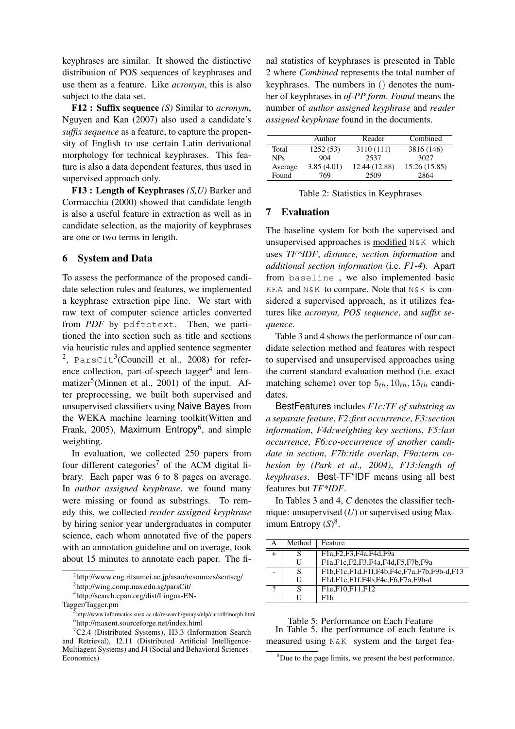keyphrases are similar. It showed the distinctive distribution of POS sequences of keyphrases and use them as a feature. Like *acronym*, this is also subject to the data set.

**F12 : Suffix sequence** *(S)* Similar to *acronym*, Nguyen and Kan (2007) also used a candidate's *suffix sequence* as a feature, to capture the propensity of English to use certain Latin derivational morphology for technical keyphrases. This feature is also a data dependent features, thus used in supervised approach only.

**F13 : Length of Keyphrases** *(S,U)* Barker and Corrnacchia (2000) showed that candidate length is also a useful feature in extraction as well as in candidate selection, as the majority of keyphrases are one or two terms in length.

## 6 System and Data

To assess the performance of the proposed candidate selection rules and features, we implemented a keyphrase extraction pipe line. We start with raw text of computer science articles converted from *PDF* by pdftotext. Then, we partitioned the into section such as title and sections via heuristic rules and applied sentence segmenter [2], ParsCit[3](Councill et al., 2008) for reference collection, part-of-speech tagger[4] and lemmatizer[5](Minnen et al., 2001) of the input. After preprocessing, we built both supervised and unsupervised classifiers using Naive Bayes from the WEKA machine learning toolkit(Witten and Frank, 2005), Maximum Entropy[6], and simple weighting.

In evaluation, we collected 250 papers from four different categories[7] of the ACM digital library. Each paper was 6 to 8 pages on average. In *author assigned keyphrase*, we found many were missing or found as substrings. To remedy this, we collected *reader assigned keyphrase* by hiring senior year undergraduates in computer science, each whom annotated five of the papers with an annotation guideline and on average, took about 15 minutes to annotate each paper. The final statistics of keyphrases is presented in Table 2 where *Combined* represents the total number of keyphrases. The numbers in () denotes the number of keyphrases in *of-PP form*. *Found* means the number of *author assigned keyphrase* and *reader assigned keyphrase* found in the documents.

| | Author | Reader | Combined |
|---|---|---|---|
| Total | 1252 (53) | 3110 (111) | 3816 (146) |
| NPs | 904 | 2537 | 3027 |
| Average | 3.85 (4.01) | 12.44 (12.88) | 15.26 (15.85) |
| Found | 769 | 2509 | 2864 |

Table 2: Statistics in Keyphrases

## 7 Evaluation

The baseline system for both the supervised and unsupervised approaches is modified N&K which uses *TF\*IDF*, *distance, section information* and *additional section information* (i.e. *F1-4*). Apart from baseline , we also implemented basic KEA and N&K to compare. Note that N&K is considered a supervised approach, as it utilizes features like *acronym, POS sequence*, and *suffix sequence*.

Table 3 and 4 shows the performance of our candidate selection method and features with respect to supervised and unsupervised approaches using the current standard evaluation method (i.e. exact matching scheme) over top $5_{th}, 10_{th}, 15_{th}$ candidates.

BestFeatures includes *F1c:TF of substring as a separate feature*, *F2:first occurrence*, *F3:section information*, *F4d:weighting key sections*, *F5:last occurrence*, *F6:co-occurrence of another candidate in section*, *F7b:title overlap*, *F9a:term cohesion by (Park et al., 2004)*, *F13:length of keyphrases*. Best-TF\*IDF means using all best features but *TF\*IDF*.

In Tables 3 and 4, *C* denotes the classifier technique: unsupervised (*U*) or supervised using Maximum Entropy (*S*)[8].

| A | Method | Feature |
|---|---|---|
| + | S | F1a,F2,F3,F4a,F4d,F9a |
| | U | F1a,F1c,F2,F3,F4a,F4d,F5,F7b,F9a |
| - | S | F1b,F1c,F1d,F1f,F4b,F4c,F7a,F7b,F9b-d,F13 |
| | U | F1d,F1e,F1f,F4b,F4c,F6,F7a,F9b-d |
| ? | S | F1e,F10,F11,F12 |
| | U | F1b |

Table 5: Performance on Each Feature

In Table 5, the performance of each feature is measured using N&K system and the target fea-

[2] http://www.eng.ritsumei.ac.jp/asao/resources/sentseg/

[3] http://wing.comp.nus.edu.sg/parsCit/

[4] http://search.cpan.org/dist/Lingua-EN-Tagger/Tagger.pm

[5] http://www.informatics.susx.ac.uk/research/groups/nlp/carroll/morph.html

[6] http://maxent.sourceforge.net/index.html

[7] C2.4 (Distributed Systems), H3.3 (Information Search and Retrieval), I2.11 (Distributed Artificial Intelligence-Multiagent Systems) and J4 (Social and Behavioral Sciences-Economics)

[8] Due to the page limits, we present the best performance.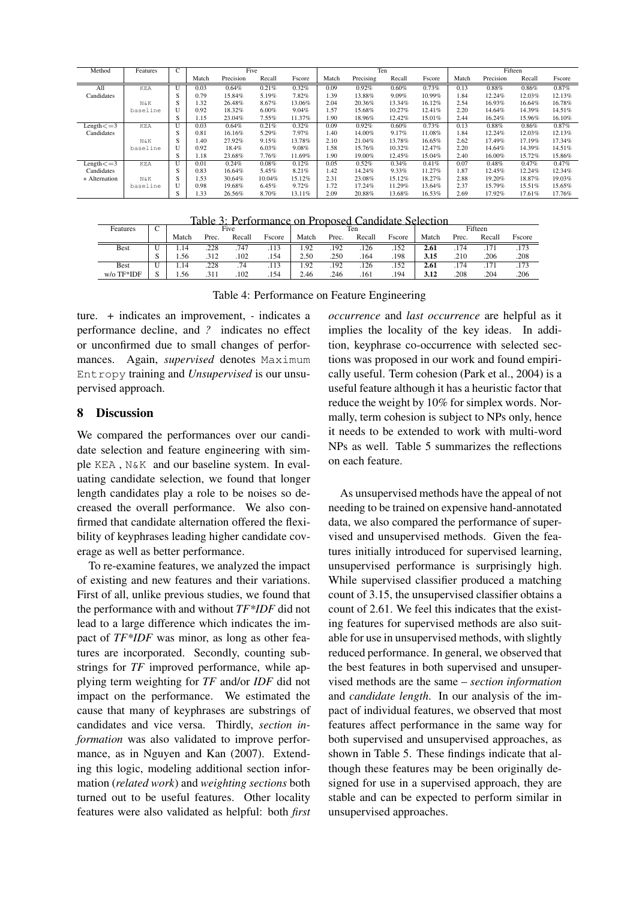| Method | Features | C | Five | | | | Ten | | | | Fifteen | | | |
|---|---|---|---|---|---|---|---|---|---|---|---|---|---|---|
| | | | Match | Precision | Recall | Fscore | Match | Precising | Recall | Fscore | Match | Precision | Recall | Fscore |
| All | KEA | U | 0.03 | 0.64% | 0.21% | 0.32% | 0.09 | 0.92% | 0.60% | 0.73% | 0.13 | 0.88% | 0.86% | 0.87% |
| Candidates | | S | 0.79 | 15.84% | 5.19% | 7.82% | 1.39 | 13.88% | 9.09% | 10.99% | 1.84 | 12.24% | 12.03% | 12.13% |
| | N&K | S | 1.32 | 26.48% | 8.67% | 13.06% | 2.04 | 20.36% | 13.34% | 16.12% | 2.54 | 16.93% | 16.64% | 16.78% |
| | baseline | U | 0.92 | 18.32% | 6.00% | 9.04% | 1.57 | 15.68% | 10.27% | 12.41% | 2.20 | 14.64% | 14.39% | 14.51% |
| | | S | 1.15 | 23.04% | 7.55% | 11.37% | 1.90 | 18.96% | 12.42% | 15.01% | 2.44 | 16.24% | 15.96% | 16.10% |
| Length<=3 | KEA | U | 0.03 | 0.64% | 0.21% | 0.32% | 0.09 | 0.92% | 0.60% | 0.73% | 0.13 | 0.88% | 0.86% | 0.87% |
| Candidates | | S | 0.81 | 16.16% | 5.29% | 7.97% | 1.40 | 14.00% | 9.17% | 11.08% | 1.84 | 12.24% | 12.03% | 12.13% |
| | N&K | S | 1.40 | 27.92% | 9.15% | 13.78% | 2.10 | 21.04% | 13.78% | 16.65% | 2.62 | 17.49% | 17.19% | 17.34% |
| | baseline | U | 0.92 | 18.4% | 6.03% | 9.08% | 1.58 | 15.76% | 10.32% | 12.47% | 2.20 | 14.64% | 14.39% | 14.51% |
| | | S | 1.18 | 23.68% | 7.76% | 11.69% | 1.90 | 19.00% | 12.45% | 15.04% | 2.40 | 16.00% | 15.72% | 15.86% |
| Length<=3 | KEA | U | 0.01 | 0.24% | 0.08% | 0.12% | 0.05 | 0.52% | 0.34% | 0.41% | 0.07 | 0.48% | 0.47% | 0.47% |
| Candidates | | S | 0.83 | 16.64% | 5.45% | 8.21% | 1.42 | 14.24% | 9.33% | 11.27% | 1.87 | 12.45% | 12.24% | 12.34% |
| + Alternation | N&K | S | 1.53 | 30.64% | 10.04% | 15.12% | 2.31 | 23.08% | 15.12% | 18.27% | 2.88 | 19.20% | 18.87% | 19.03% |
| | baseline | U | 0.98 | 19.68% | 6.45% | 9.72% | 1.72 | 17.24% | 11.29% | 13.64% | 2.37 | 15.79% | 15.51% | 15.65% |
| | | S | 1.33 | 26.56% | 8.70% | 13.11% | 2.09 | 20.88% | 13.68% | 16.53% | 2.69 | 17.92% | 17.61% | 17.76% |

Table 3: Performance on Proposed Candidate Selection

| Features | C | Five | | | | Ten | | | | Fifteen | | | |
|---|---|---|---|---|---|---|---|---|---|---|---|---|---|
| | | Match | Prec. | Recall | Fscore | Match | Prec. | Recall | Fscore | Match | Prec. | Recall | Fscore |
| Best | U | 1.14 | .228 | .747 | .113 | 1.92 | .192 | .126 | .152 | **2.61** | .174 | .171 | .173 |
| | S | 1.56 | .312 | .102 | .154 | 2.50 | .250 | .164 | .198 | **3.15** | .210 | .206 | .208 |
| Best | U | 1.14 | .228 | .74 | .113 | 1.92 | .192 | .126 | .152 | **2.61** | .174 | .171 | .173 |
| w/o TF*IDF | S | 1.56 | .311 | .102 | .154 | 2.46 | .246 | .161 | .194 | **3.12** | .208 | .204 | .206 |

Table 4: Performance on Feature Engineering

ture. + indicates an improvement, - indicates a performance decline, and *?* indicates no effect or unconfirmed due to small changes of performances. Again, *supervised* denotes Maximum Entropy training and *Unsupervised* is our unsupervised approach.

## 8 Discussion

We compared the performances over our candidate selection and feature engineering with simple KEA , N&K and our baseline system. In evaluating candidate selection, we found that longer length candidates play a role to be noises so decreased the overall performance. We also confirmed that candidate alternation offered the flexibility of keyphrases leading higher candidate coverage as well as better performance.

To re-examine features, we analyzed the impact of existing and new features and their variations. First of all, unlike previous studies, we found that the performance with and without *TF*IDF* did not lead to a large difference which indicates the impact of *TF*IDF* was minor, as long as other features are incorporated. Secondly, counting substrings for *TF* improved performance, while applying term weighting for *TF* and/or *IDF* did not impact on the performance. We estimated the cause that many of keyphrases are substrings of candidates and vice versa. Thirdly, *section information* was also validated to improve performance, as in Nguyen and Kan (2007). Extending this logic, modeling additional section information (*related work*) and *weighting sections* both turned out to be useful features. Other locality features were also validated as helpful: both *first occurrence* and *last occurrence* are helpful as it implies the locality of the key ideas. In addition, keyphrase co-occurrence with selected sections was proposed in our work and found empirically useful. Term cohesion (Park et al., 2004) is a useful feature although it has a heuristic factor that reduce the weight by 10% for simplex words. Normally, term cohesion is subject to NPs only, hence it needs to be extended to work with multi-word NPs as well. Table 5 summarizes the reflections on each feature.

As unsupervised methods have the appeal of not needing to be trained on expensive hand-annotated data, we also compared the performance of supervised and unsupervised methods. Given the features initially introduced for supervised learning, unsupervised performance is surprisingly high. While supervised classifier produced a matching count of 3.15, the unsupervised classifier obtains a count of 2.61. We feel this indicates that the existing features for supervised methods are also suitable for use in unsupervised methods, with slightly reduced performance. In general, we observed that the best features in both supervised and unsupervised methods are the same – *section information* and *candidate length*. In our analysis of the impact of individual features, we observed that most features affect performance in the same way for both supervised and unsupervised approaches, as shown in Table 5. These findings indicate that although these features may be been originally designed for use in a supervised approach, they are stable and can be expected to perform similar in unsupervised approaches.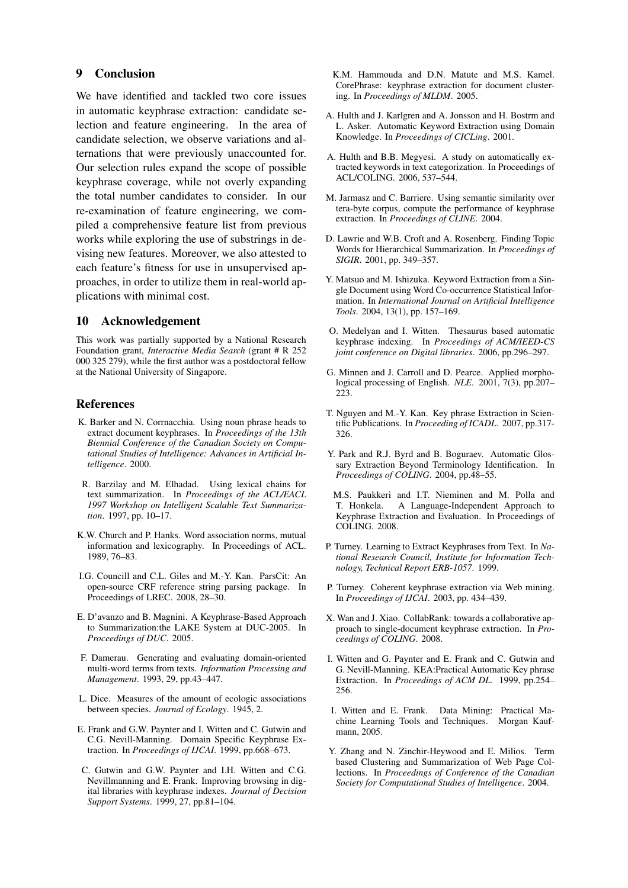## 9 Conclusion

We have identified and tackled two core issues in automatic keyphrase extraction: candidate selection and feature engineering. In the area of candidate selection, we observe variations and alternations that were previously unaccounted for. Our selection rules expand the scope of possible keyphrase coverage, while not overly expanding the total number candidates to consider. In our re-examination of feature engineering, we compiled a comprehensive feature list from previous works while exploring the use of substrings in devising new features. Moreover, we also attested to each feature's fitness for use in unsupervised approaches, in order to utilize them in real-world applications with minimal cost.

## 10 Acknowledgement

This work was partially supported by a National Research Foundation grant, *Interactive Media Search* (grant # R 252 000 325 279), while the first author was a postdoctoral fellow at the National University of Singapore.

## References

K. Barker and N. Corrnacchia. Using noun phrase heads to extract document keyphrases. In *Proceedings of the 13th Biennial Conference of the Canadian Society on Computational Studies of Intelligence: Advances in Artificial Intelligence*. 2000.

R. Barzilay and M. Elhadad. Using lexical chains for text summarization. In *Proceedings of the ACL/EACL 1997 Workshop on Intelligent Scalable Text Summarization*. 1997, pp. 10–17.

K.W. Church and P. Hanks. Word association norms, mutual information and lexicography. In Proceedings of ACL. 1989, 76–83.

I.G. Councill and C.L. Giles and M.-Y. Kan. ParsCit: An open-source CRF reference string parsing package. In Proceedings of LREC. 2008, 28–30.

E. D'avanzo and B. Magnini. A Keyphrase-Based Approach to Summarization:the LAKE System at DUC-2005. In *Proceedings of DUC*. 2005.

F. Damerau. Generating and evaluating domain-oriented multi-word terms from texts. *Information Processing and Management*. 1993, 29, pp.43–447.

L. Dice. Measures of the amount of ecologic associations between species. *Journal of Ecology*. 1945, 2.

E. Frank and G.W. Paynter and I. Witten and C. Gutwin and C.G. Nevill-Manning. Domain Specific Keyphrase Extraction. In *Proceedings of IJCAI*. 1999, pp.668–673.

C. Gutwin and G.W. Paynter and I.H. Witten and C.G. Nevillmanning and E. Frank. Improving browsing in digital libraries with keyphrase indexes. *Journal of Decision Support Systems*. 1999, 27, pp.81–104.

K.M. Hammouda and D.N. Matute and M.S. Kamel. CorePhrase: keyphrase extraction for document clustering. In *Proceedings of MLDM*. 2005.

A. Hulth and J. Karlgren and A. Jonsson and H. Bostrm and L. Asker. Automatic Keyword Extraction using Domain Knowledge. In *Proceedings of CICLing*. 2001.

A. Hulth and B.B. Megyesi. A study on automatically extracted keywords in text categorization. In Proceedings of ACL/COLING. 2006, 537–544.

M. Jarmasz and C. Barriere. Using semantic similarity over tera-byte corpus, compute the performance of keyphrase extraction. In *Proceedings of CLINE*. 2004.

D. Lawrie and W.B. Croft and A. Rosenberg. Finding Topic Words for Hierarchical Summarization. In *Proceedings of SIGIR*. 2001, pp. 349–357.

Y. Matsuo and M. Ishizuka. Keyword Extraction from a Single Document using Word Co-occurrence Statistical Information. In *International Journal on Artificial Intelligence Tools*. 2004, 13(1), pp. 157–169.

O. Medelyan and I. Witten. Thesaurus based automatic keyphrase indexing. In *Proceedings of ACM/IEED-CS joint conference on Digital libraries*. 2006, pp.296–297.

G. Minnen and J. Carroll and D. Pearce. Applied morphological processing of English. *NLE*. 2001, 7(3), pp.207–223.

T. Nguyen and M.-Y. Kan. Key phrase Extraction in Scientific Publications. In *Proceeding of ICADL*. 2007, pp.317-326.

Y. Park and R.J. Byrd and B. Boguraev. Automatic Glossary Extraction Beyond Terminology Identification. In *Proceedings of COLING*. 2004, pp.48–55.

M.S. Paukkeri and I.T. Nieminen and M. Polla and T. Honkela. A Language-Independent Approach to Keyphrase Extraction and Evaluation. In Proceedings of COLING. 2008.

P. Turney. Learning to Extract Keyphrases from Text. In *National Research Council, Institute for Information Technology, Technical Report ERB-1057*. 1999.

P. Turney. Coherent keyphrase extraction via Web mining. In *Proceedings of IJCAI*. 2003, pp. 434–439.

X. Wan and J. Xiao. CollabRank: towards a collaborative approach to single-document keyphrase extraction. In *Proceedings of COLING*. 2008.

I. Witten and G. Paynter and E. Frank and C. Gutwin and G. Nevill-Manning. KEA:Practical Automatic Key phrase Extraction. In *Proceedings of ACM DL*. 1999, pp.254–256.

I. Witten and E. Frank. Data Mining: Practical Machine Learning Tools and Techniques. Morgan Kaufmann, 2005.

Y. Zhang and N. Zinchir-Heywood and E. Milios. Term based Clustering and Summarization of Web Page Collections. In *Proceedings of Conference of the Canadian Society for Computational Studies of Intelligence*. 2004.